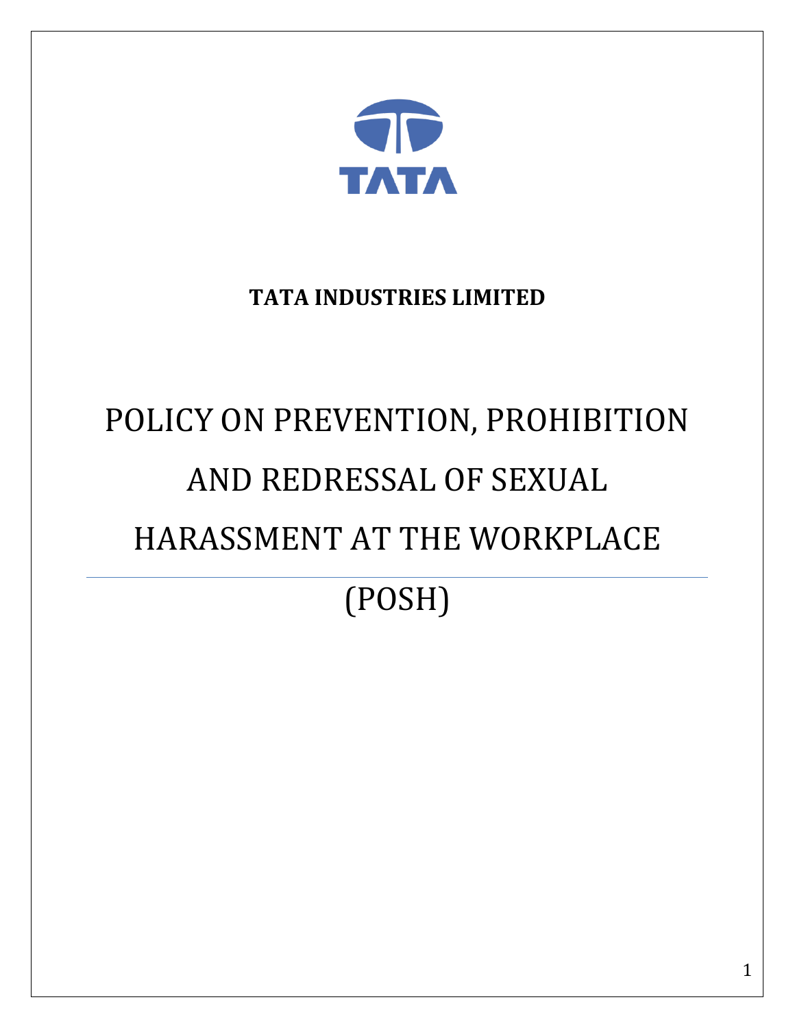TATA

**TATA INDUSTRIES LIMITED**

# POLICY ON PREVENTION, PROHIBITION AND REDRESSAL OF SEXUAL HARASSMENT AT THE WORKPLACE

# (POSH)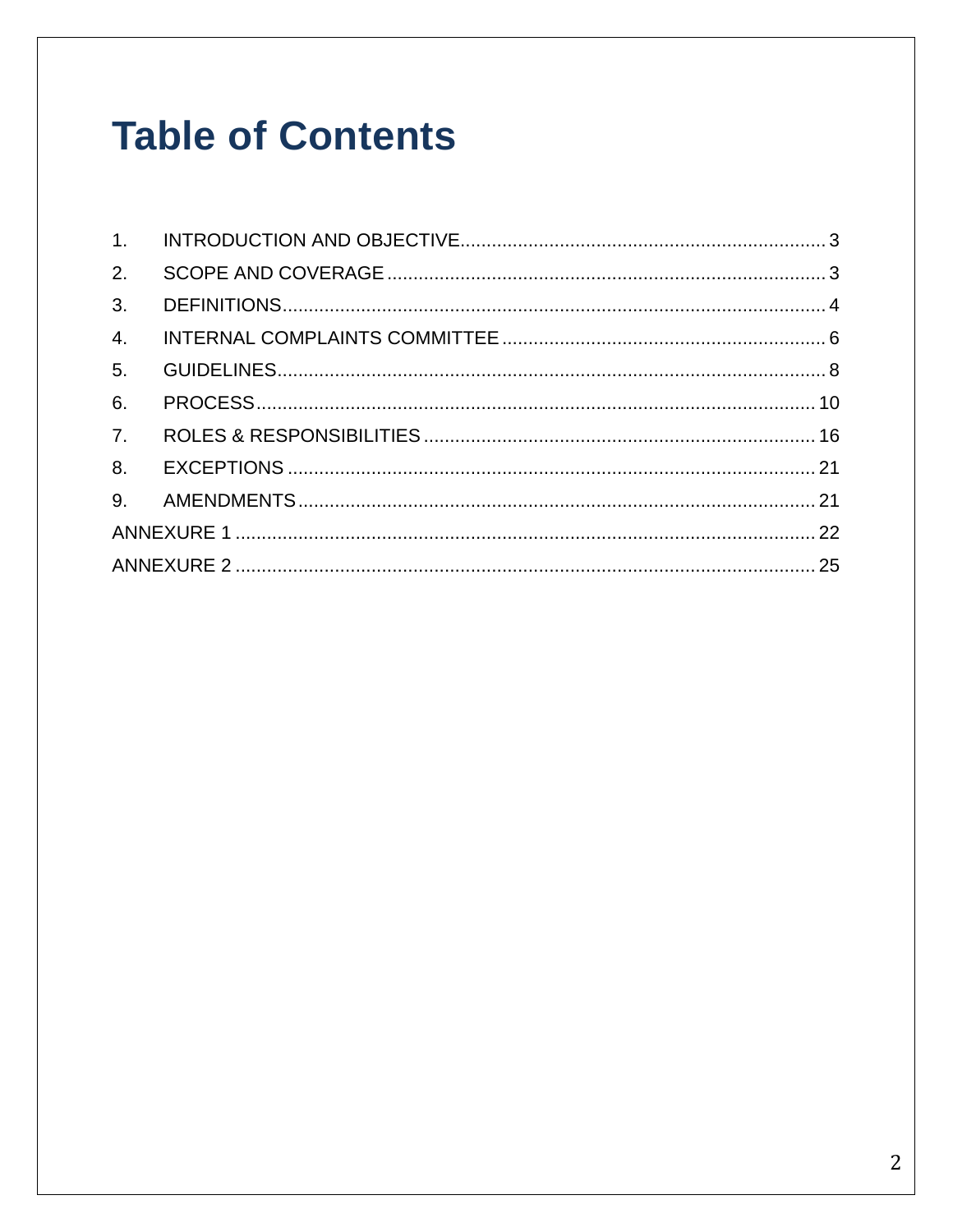# Table of Contents

1. INTRODUCTION AND OBJECTIVE ..... 3
2. SCOPE AND COVERAGE ..... 3
3. DEFINITIONS ..... 4
4. INTERNAL COMPLAINTS COMMITTEE ..... 6
5. GUIDELINES ..... 8
6. PROCESS ..... 10
7. ROLES & RESPONSIBILITIES ..... 16
8. EXCEPTIONS ..... 21
9. AMENDMENTS ..... 21

ANNEXURE 1 ..... 22

ANNEXURE 2 ..... 25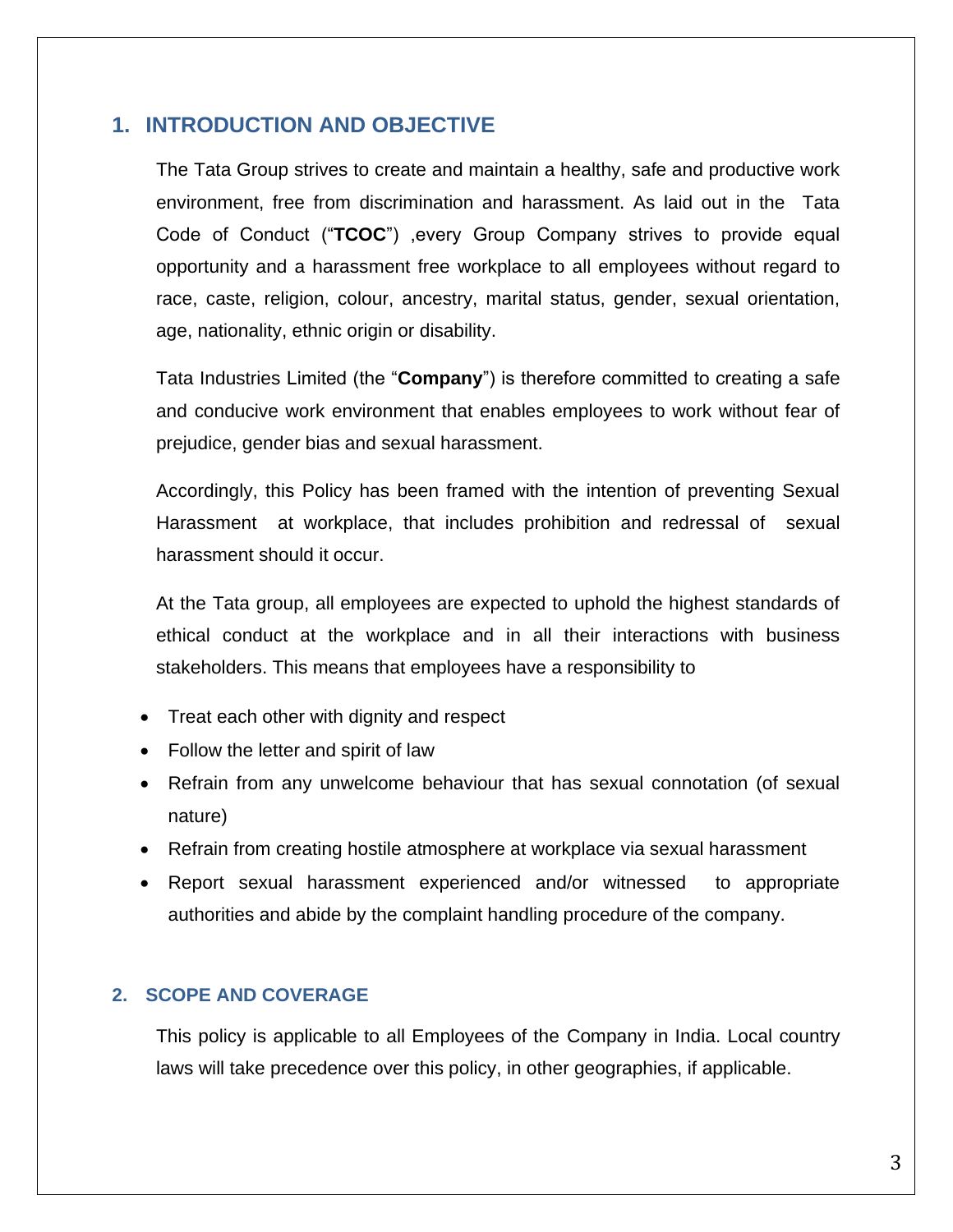## 1. INTRODUCTION AND OBJECTIVE

The Tata Group strives to create and maintain a healthy, safe and productive work environment, free from discrimination and harassment. As laid out in the Tata Code of Conduct ("**TCOC**") ,every Group Company strives to provide equal opportunity and a harassment free workplace to all employees without regard to race, caste, religion, colour, ancestry, marital status, gender, sexual orientation, age, nationality, ethnic origin or disability.

Tata Industries Limited (the "**Company**") is therefore committed to creating a safe and conducive work environment that enables employees to work without fear of prejudice, gender bias and sexual harassment.

Accordingly, this Policy has been framed with the intention of preventing Sexual Harassment at workplace, that includes prohibition and redressal of sexual harassment should it occur.

At the Tata group, all employees are expected to uphold the highest standards of ethical conduct at the workplace and in all their interactions with business stakeholders. This means that employees have a responsibility to

- Treat each other with dignity and respect
- Follow the letter and spirit of law
- Refrain from any unwelcome behaviour that has sexual connotation (of sexual nature)
- Refrain from creating hostile atmosphere at workplace via sexual harassment
- Report sexual harassment experienced and/or witnessed to appropriate authorities and abide by the complaint handling procedure of the company.

## 2. SCOPE AND COVERAGE

This policy is applicable to all Employees of the Company in India. Local country laws will take precedence over this policy, in other geographies, if applicable.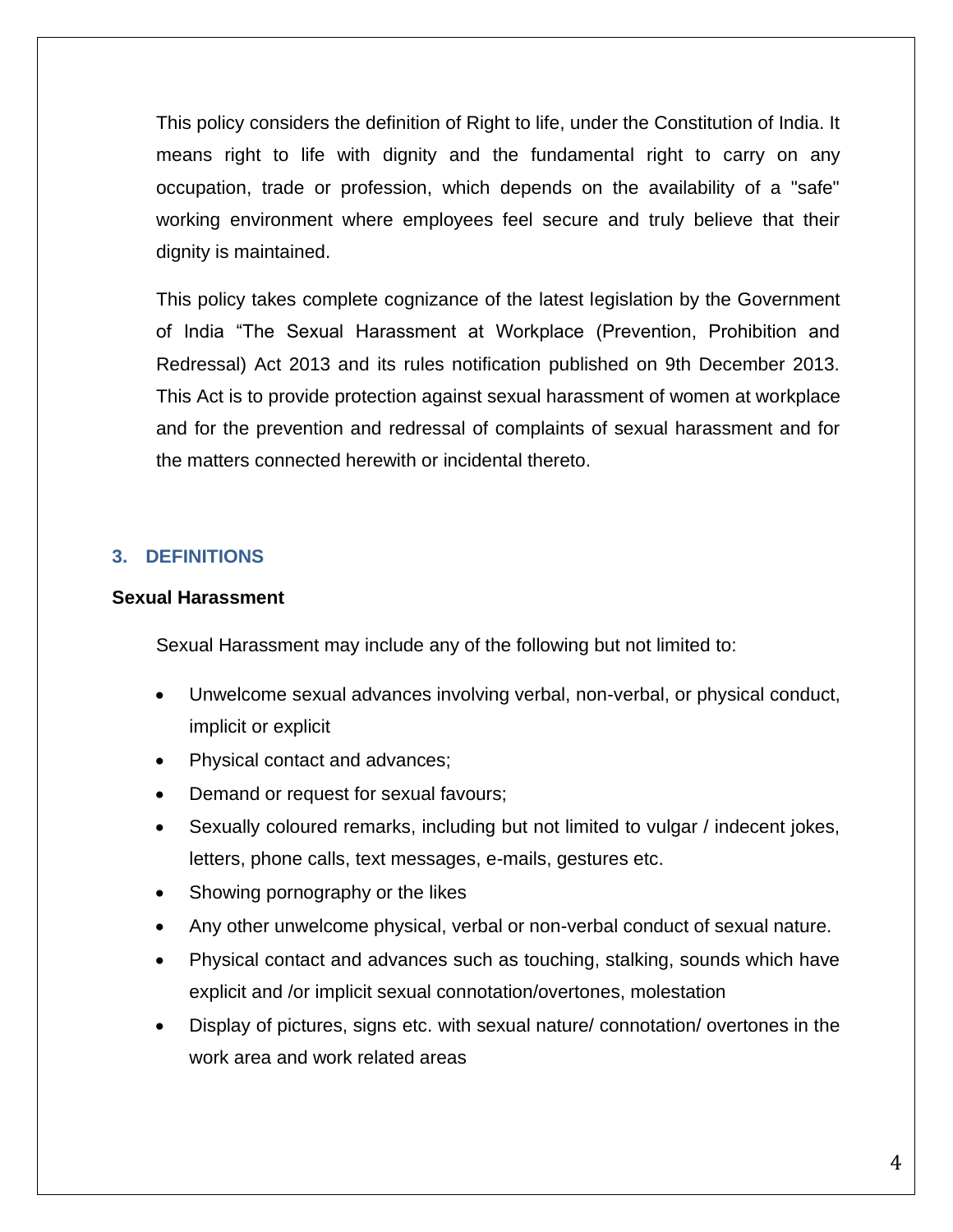This policy considers the definition of Right to life, under the Constitution of India. It means right to life with dignity and the fundamental right to carry on any occupation, trade or profession, which depends on the availability of a "safe" working environment where employees feel secure and truly believe that their dignity is maintained.

This policy takes complete cognizance of the latest legislation by the Government of India "The Sexual Harassment at Workplace (Prevention, Prohibition and Redressal) Act 2013 and its rules notification published on 9th December 2013. This Act is to provide protection against sexual harassment of women at workplace and for the prevention and redressal of complaints of sexual harassment and for the matters connected herewith or incidental thereto.

## 3. DEFINITIONS

**Sexual Harassment**

Sexual Harassment may include any of the following but not limited to:

- Unwelcome sexual advances involving verbal, non-verbal, or physical conduct, implicit or explicit
- Physical contact and advances;
- Demand or request for sexual favours;
- Sexually coloured remarks, including but not limited to vulgar / indecent jokes, letters, phone calls, text messages, e-mails, gestures etc.
- Showing pornography or the likes
- Any other unwelcome physical, verbal or non-verbal conduct of sexual nature.
- Physical contact and advances such as touching, stalking, sounds which have explicit and /or implicit sexual connotation/overtones, molestation
- Display of pictures, signs etc. with sexual nature/ connotation/ overtones in the work area and work related areas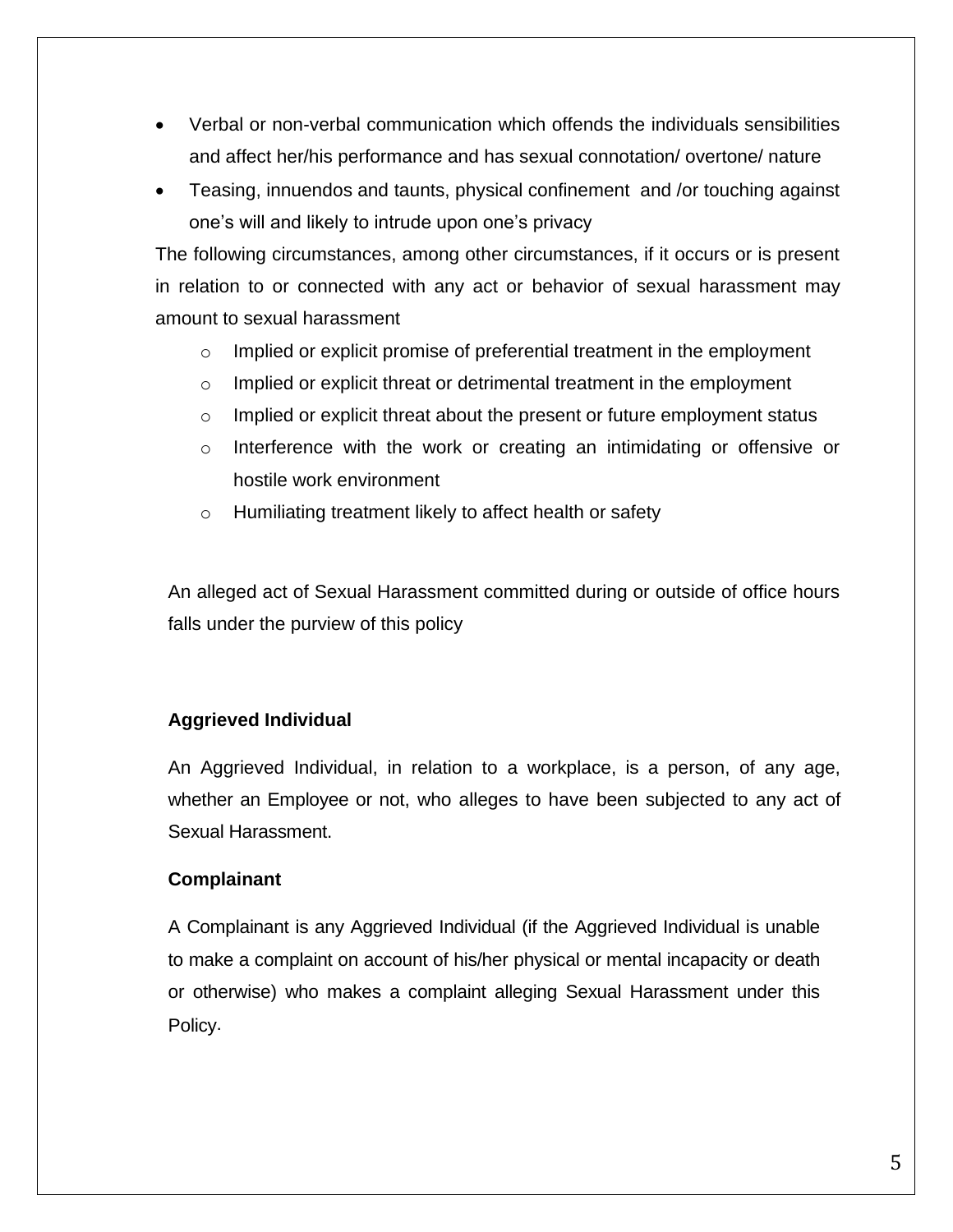- Verbal or non-verbal communication which offends the individuals sensibilities and affect her/his performance and has sexual connotation/ overtone/ nature
- Teasing, innuendos and taunts, physical confinement and /or touching against one's will and likely to intrude upon one's privacy

The following circumstances, among other circumstances, if it occurs or is present in relation to or connected with any act or behavior of sexual harassment may amount to sexual harassment

  - Implied or explicit promise of preferential treatment in the employment
  - Implied or explicit threat or detrimental treatment in the employment
  - Implied or explicit threat about the present or future employment status
  - Interference with the work or creating an intimidating or offensive or hostile work environment
  - Humiliating treatment likely to affect health or safety

An alleged act of Sexual Harassment committed during or outside of office hours falls under the purview of this policy

**Aggrieved Individual**

An Aggrieved Individual, in relation to a workplace, is a person, of any age, whether an Employee or not, who alleges to have been subjected to any act of Sexual Harassment.

**Complainant**

A Complainant is any Aggrieved Individual (if the Aggrieved Individual is unable to make a complaint on account of his/her physical or mental incapacity or death or otherwise) who makes a complaint alleging Sexual Harassment under this Policy.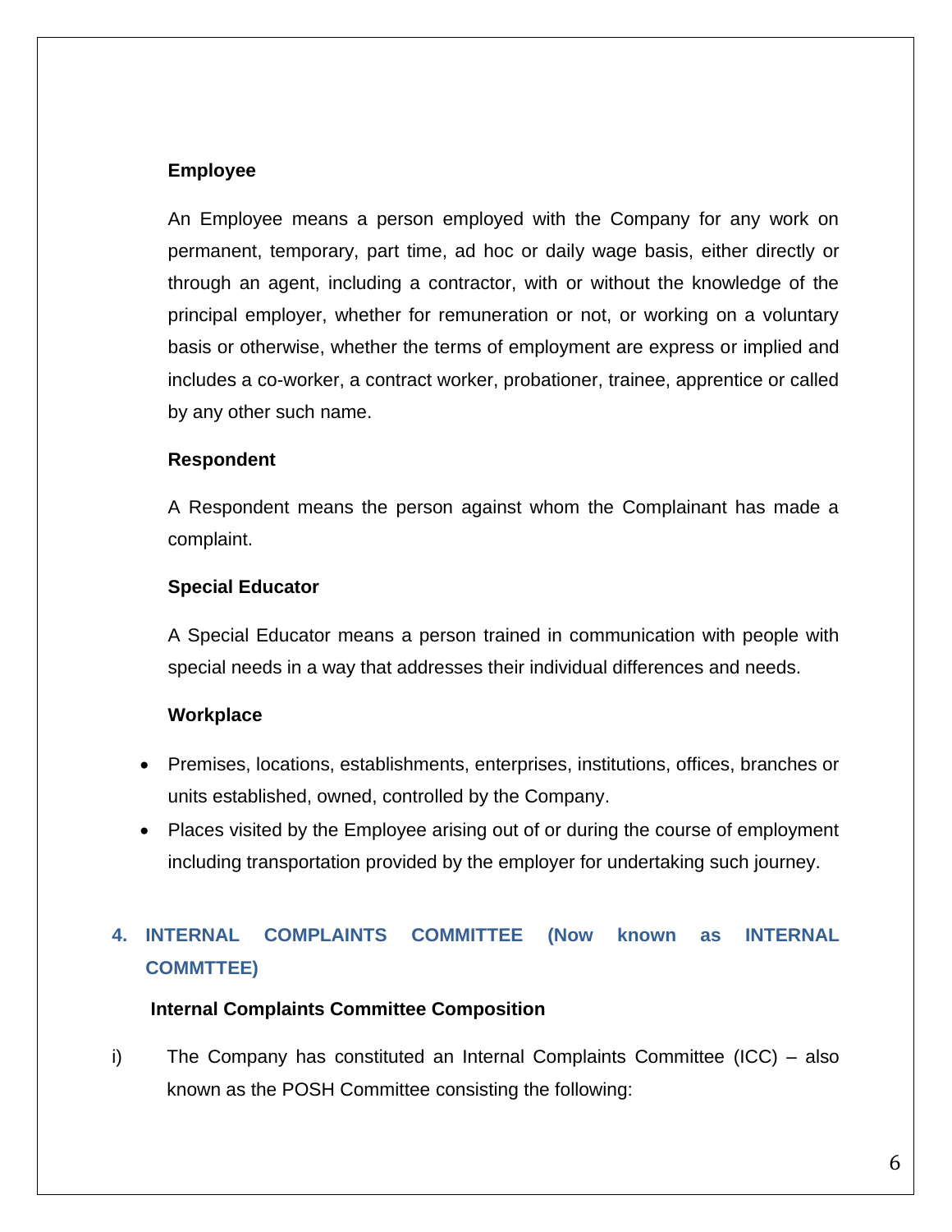**Employee**

An Employee means a person employed with the Company for any work on permanent, temporary, part time, ad hoc or daily wage basis, either directly or through an agent, including a contractor, with or without the knowledge of the principal employer, whether for remuneration or not, or working on a voluntary basis or otherwise, whether the terms of employment are express or implied and includes a co-worker, a contract worker, probationer, trainee, apprentice or called by any other such name.

**Respondent**

A Respondent means the person against whom the Complainant has made a complaint.

**Special Educator**

A Special Educator means a person trained in communication with people with special needs in a way that addresses their individual differences and needs.

**Workplace**

- Premises, locations, establishments, enterprises, institutions, offices, branches or units established, owned, controlled by the Company.
- Places visited by the Employee arising out of or during the course of employment including transportation provided by the employer for undertaking such journey.

## 4. INTERNAL COMPLAINTS COMMITTEE (Now known as INTERNAL COMMTTEE)

**Internal Complaints Committee Composition**

i) The Company has constituted an Internal Complaints Committee (ICC) – also known as the POSH Committee consisting the following: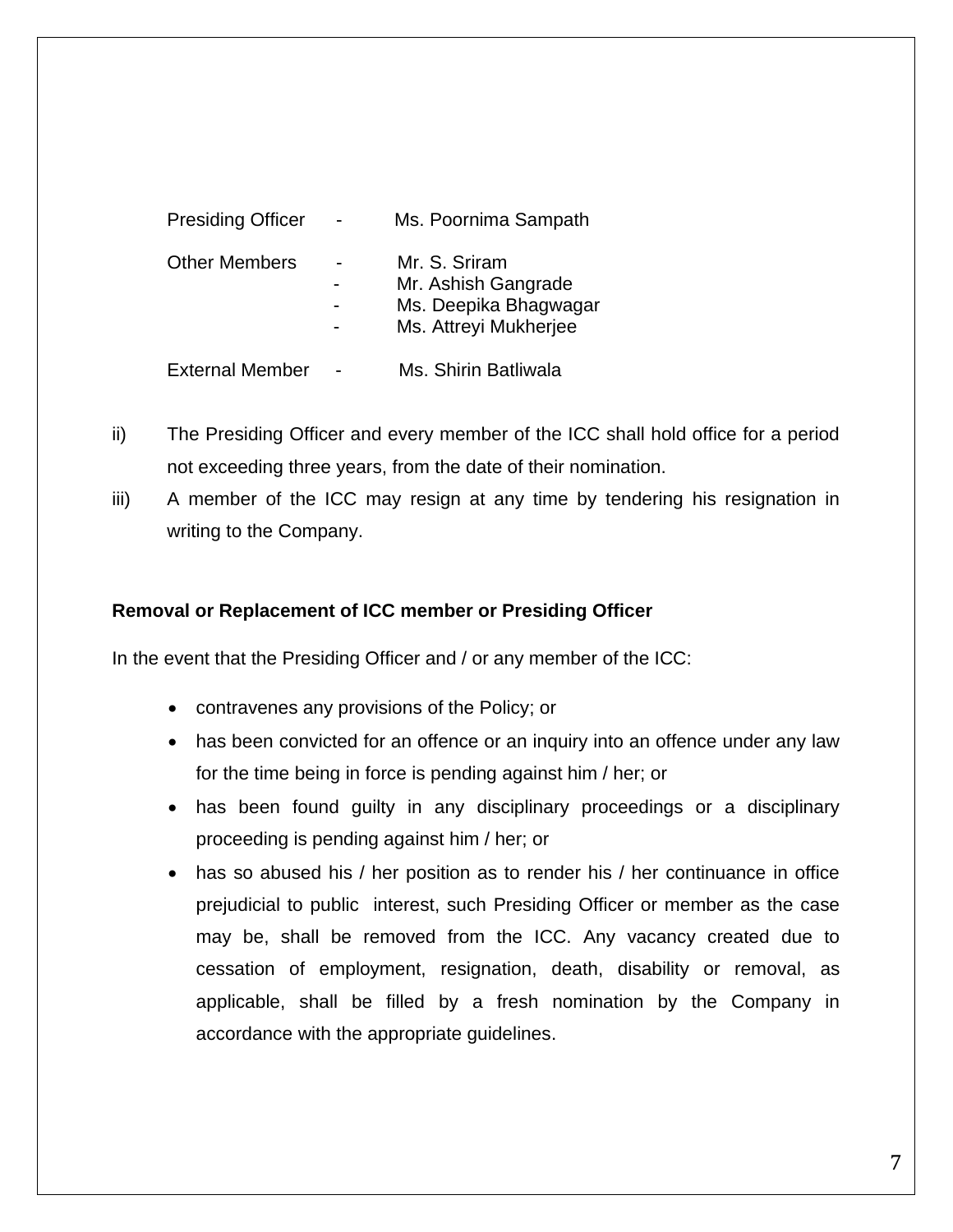| | | |
|---|---|---|
| Presiding Officer | - | Ms. Poornima Sampath |
| Other Members | - | Mr. S. Sriram |
| | - | Mr. Ashish Gangrade |
| | - | Ms. Deepika Bhagwagar |
| | - | Ms. Attreyi Mukherjee |
| External Member | - | Ms. Shirin Batliwala |

ii) The Presiding Officer and every member of the ICC shall hold office for a period not exceeding three years, from the date of their nomination.

iii) A member of the ICC may resign at any time by tendering his resignation in writing to the Company.

**Removal or Replacement of ICC member or Presiding Officer**

In the event that the Presiding Officer and / or any member of the ICC:

- contravenes any provisions of the Policy; or
- has been convicted for an offence or an inquiry into an offence under any law for the time being in force is pending against him / her; or
- has been found guilty in any disciplinary proceedings or a disciplinary proceeding is pending against him / her; or
- has so abused his / her position as to render his / her continuance in office prejudicial to public interest, such Presiding Officer or member as the case may be, shall be removed from the ICC. Any vacancy created due to cessation of employment, resignation, death, disability or removal, as applicable, shall be filled by a fresh nomination by the Company in accordance with the appropriate guidelines.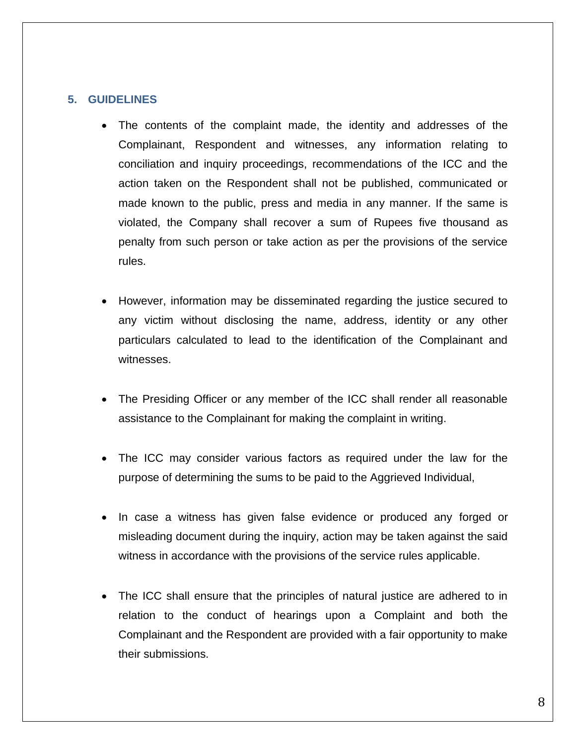## 5. GUIDELINES

- The contents of the complaint made, the identity and addresses of the Complainant, Respondent and witnesses, any information relating to conciliation and inquiry proceedings, recommendations of the ICC and the action taken on the Respondent shall not be published, communicated or made known to the public, press and media in any manner. If the same is violated, the Company shall recover a sum of Rupees five thousand as penalty from such person or take action as per the provisions of the service rules.

- However, information may be disseminated regarding the justice secured to any victim without disclosing the name, address, identity or any other particulars calculated to lead to the identification of the Complainant and witnesses.

- The Presiding Officer or any member of the ICC shall render all reasonable assistance to the Complainant for making the complaint in writing.

- The ICC may consider various factors as required under the law for the purpose of determining the sums to be paid to the Aggrieved Individual,

- In case a witness has given false evidence or produced any forged or misleading document during the inquiry, action may be taken against the said witness in accordance with the provisions of the service rules applicable.

- The ICC shall ensure that the principles of natural justice are adhered to in relation to the conduct of hearings upon a Complaint and both the Complainant and the Respondent are provided with a fair opportunity to make their submissions.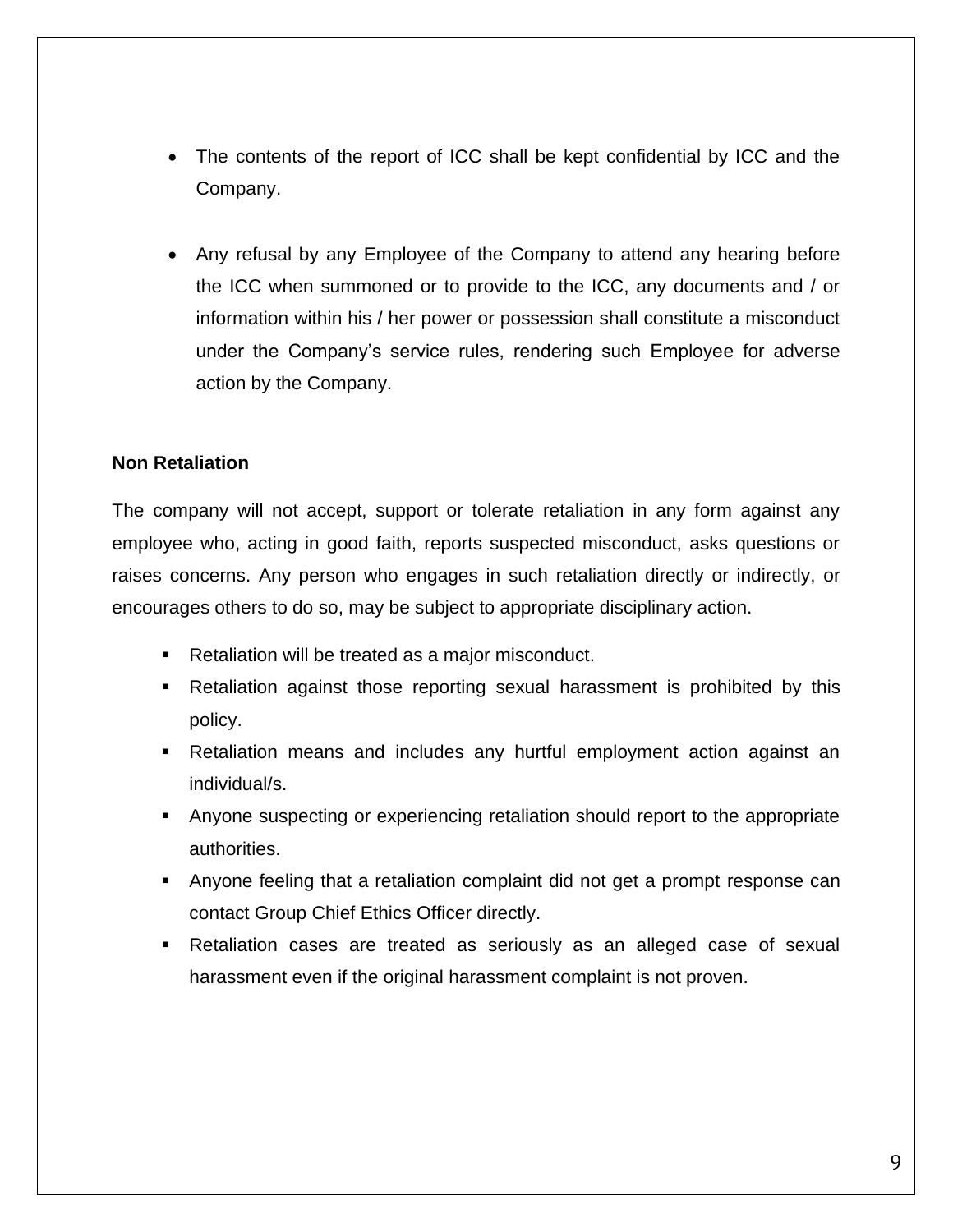- The contents of the report of ICC shall be kept confidential by ICC and the Company.

- Any refusal by any Employee of the Company to attend any hearing before the ICC when summoned or to provide to the ICC, any documents and / or information within his / her power or possession shall constitute a misconduct under the Company's service rules, rendering such Employee for adverse action by the Company.

**Non Retaliation**

The company will not accept, support or tolerate retaliation in any form against any employee who, acting in good faith, reports suspected misconduct, asks questions or raises concerns. Any person who engages in such retaliation directly or indirectly, or encourages others to do so, may be subject to appropriate disciplinary action.

- Retaliation will be treated as a major misconduct.
- Retaliation against those reporting sexual harassment is prohibited by this policy.
- Retaliation means and includes any hurtful employment action against an individual/s.
- Anyone suspecting or experiencing retaliation should report to the appropriate authorities.
- Anyone feeling that a retaliation complaint did not get a prompt response can contact Group Chief Ethics Officer directly.
- Retaliation cases are treated as seriously as an alleged case of sexual harassment even if the original harassment complaint is not proven.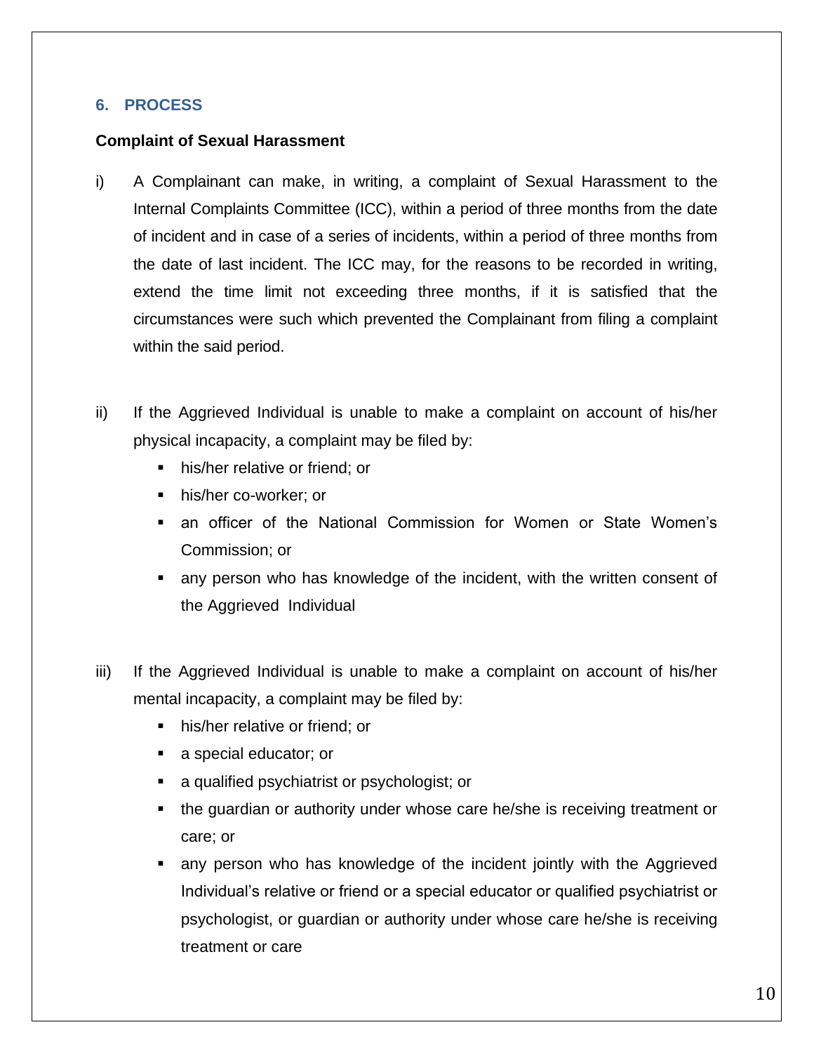## 6. PROCESS

**Complaint of Sexual Harassment**

i) A Complainant can make, in writing, a complaint of Sexual Harassment to the Internal Complaints Committee (ICC), within a period of three months from the date of incident and in case of a series of incidents, within a period of three months from the date of last incident. The ICC may, for the reasons to be recorded in writing, extend the time limit not exceeding three months, if it is satisfied that the circumstances were such which prevented the Complainant from filing a complaint within the said period.

ii) If the Aggrieved Individual is unable to make a complaint on account of his/her physical incapacity, a complaint may be filed by:

- his/her relative or friend; or
- his/her co-worker; or
- an officer of the National Commission for Women or State Women's Commission; or
- any person who has knowledge of the incident, with the written consent of the Aggrieved Individual

iii) If the Aggrieved Individual is unable to make a complaint on account of his/her mental incapacity, a complaint may be filed by:

- his/her relative or friend; or
- a special educator; or
- a qualified psychiatrist or psychologist; or
- the guardian or authority under whose care he/she is receiving treatment or care; or
- any person who has knowledge of the incident jointly with the Aggrieved Individual's relative or friend or a special educator or qualified psychiatrist or psychologist, or guardian or authority under whose care he/she is receiving treatment or care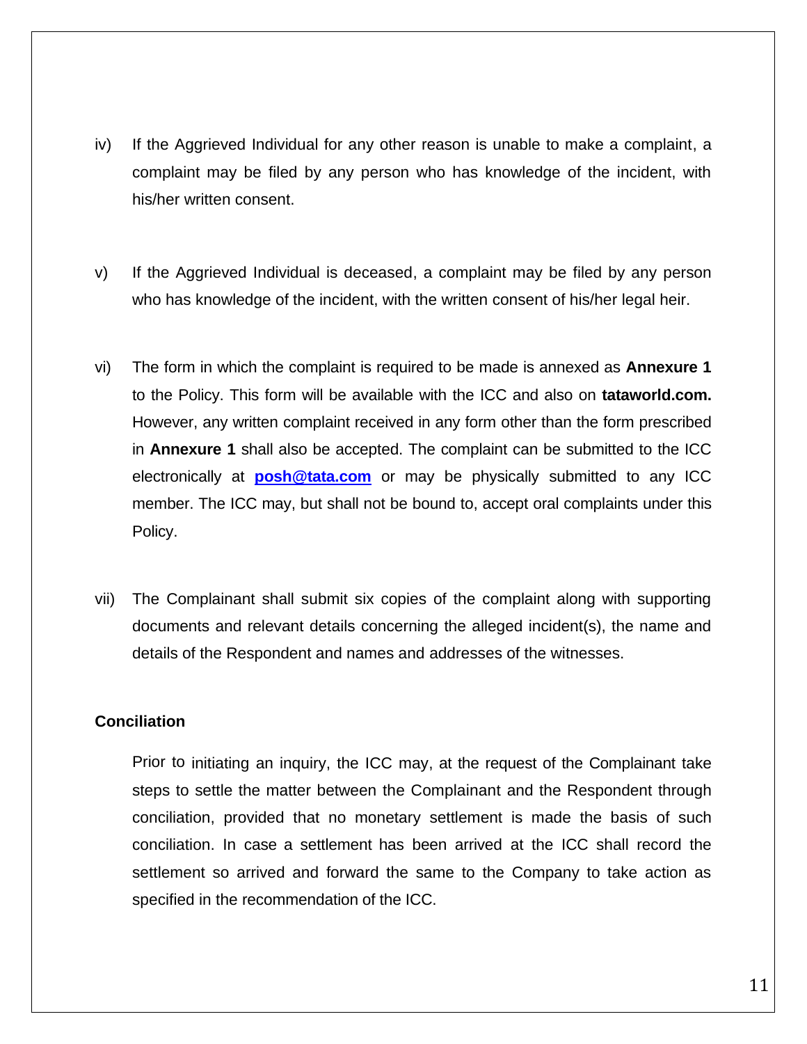iv) If the Aggrieved Individual for any other reason is unable to make a complaint, a complaint may be filed by any person who has knowledge of the incident, with his/her written consent.

v) If the Aggrieved Individual is deceased, a complaint may be filed by any person who has knowledge of the incident, with the written consent of his/her legal heir.

vi) The form in which the complaint is required to be made is annexed as **Annexure 1** to the Policy. This form will be available with the ICC and also on **tataworld.com.** However, any written complaint received in any form other than the form prescribed in **Annexure 1** shall also be accepted. The complaint can be submitted to the ICC electronically at **posh@tata.com** or may be physically submitted to any ICC member. The ICC may, but shall not be bound to, accept oral complaints under this Policy.

vii) The Complainant shall submit six copies of the complaint along with supporting documents and relevant details concerning the alleged incident(s), the name and details of the Respondent and names and addresses of the witnesses.

**Conciliation**

Prior to initiating an inquiry, the ICC may, at the request of the Complainant take steps to settle the matter between the Complainant and the Respondent through conciliation, provided that no monetary settlement is made the basis of such conciliation. In case a settlement has been arrived at the ICC shall record the settlement so arrived and forward the same to the Company to take action as specified in the recommendation of the ICC.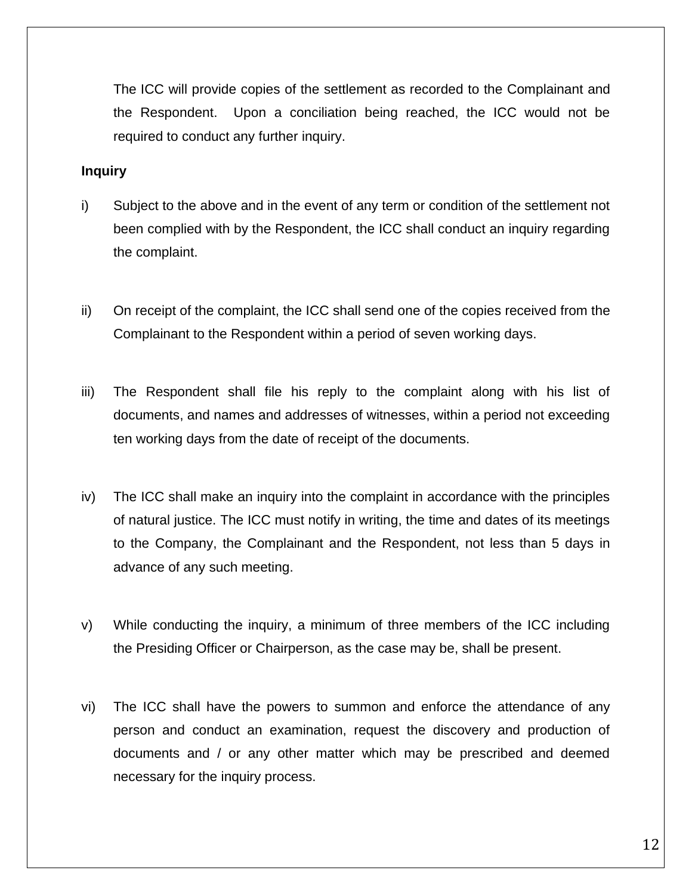The ICC will provide copies of the settlement as recorded to the Complainant and the Respondent. Upon a conciliation being reached, the ICC would not be required to conduct any further inquiry.

**Inquiry**

i) Subject to the above and in the event of any term or condition of the settlement not been complied with by the Respondent, the ICC shall conduct an inquiry regarding the complaint.

ii) On receipt of the complaint, the ICC shall send one of the copies received from the Complainant to the Respondent within a period of seven working days.

iii) The Respondent shall file his reply to the complaint along with his list of documents, and names and addresses of witnesses, within a period not exceeding ten working days from the date of receipt of the documents.

iv) The ICC shall make an inquiry into the complaint in accordance with the principles of natural justice. The ICC must notify in writing, the time and dates of its meetings to the Company, the Complainant and the Respondent, not less than 5 days in advance of any such meeting.

v) While conducting the inquiry, a minimum of three members of the ICC including the Presiding Officer or Chairperson, as the case may be, shall be present.

vi) The ICC shall have the powers to summon and enforce the attendance of any person and conduct an examination, request the discovery and production of documents and / or any other matter which may be prescribed and deemed necessary for the inquiry process.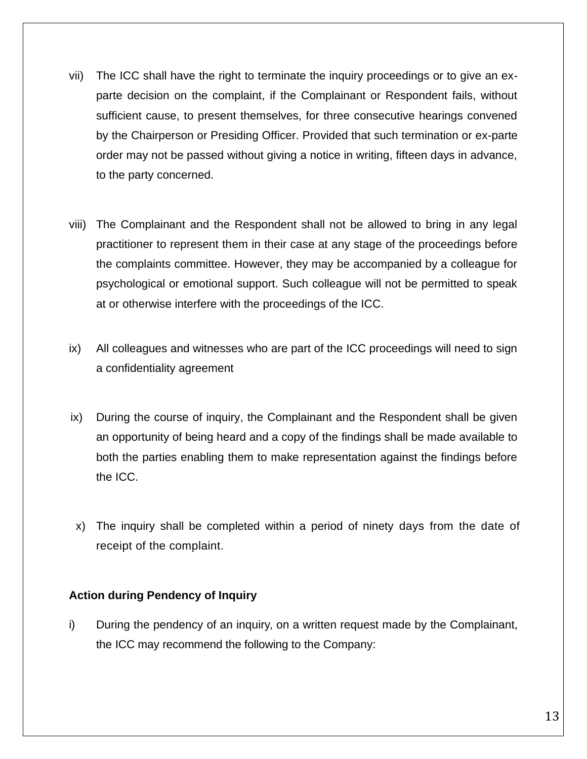vii) The ICC shall have the right to terminate the inquiry proceedings or to give an ex-parte decision on the complaint, if the Complainant or Respondent fails, without sufficient cause, to present themselves, for three consecutive hearings convened by the Chairperson or Presiding Officer. Provided that such termination or ex-parte order may not be passed without giving a notice in writing, fifteen days in advance, to the party concerned.

viii) The Complainant and the Respondent shall not be allowed to bring in any legal practitioner to represent them in their case at any stage of the proceedings before the complaints committee. However, they may be accompanied by a colleague for psychological or emotional support. Such colleague will not be permitted to speak at or otherwise interfere with the proceedings of the ICC.

ix) All colleagues and witnesses who are part of the ICC proceedings will need to sign a confidentiality agreement

ix) During the course of inquiry, the Complainant and the Respondent shall be given an opportunity of being heard and a copy of the findings shall be made available to both the parties enabling them to make representation against the findings before the ICC.

x) The inquiry shall be completed within a period of ninety days from the date of receipt of the complaint.

**Action during Pendency of Inquiry**

i) During the pendency of an inquiry, on a written request made by the Complainant, the ICC may recommend the following to the Company: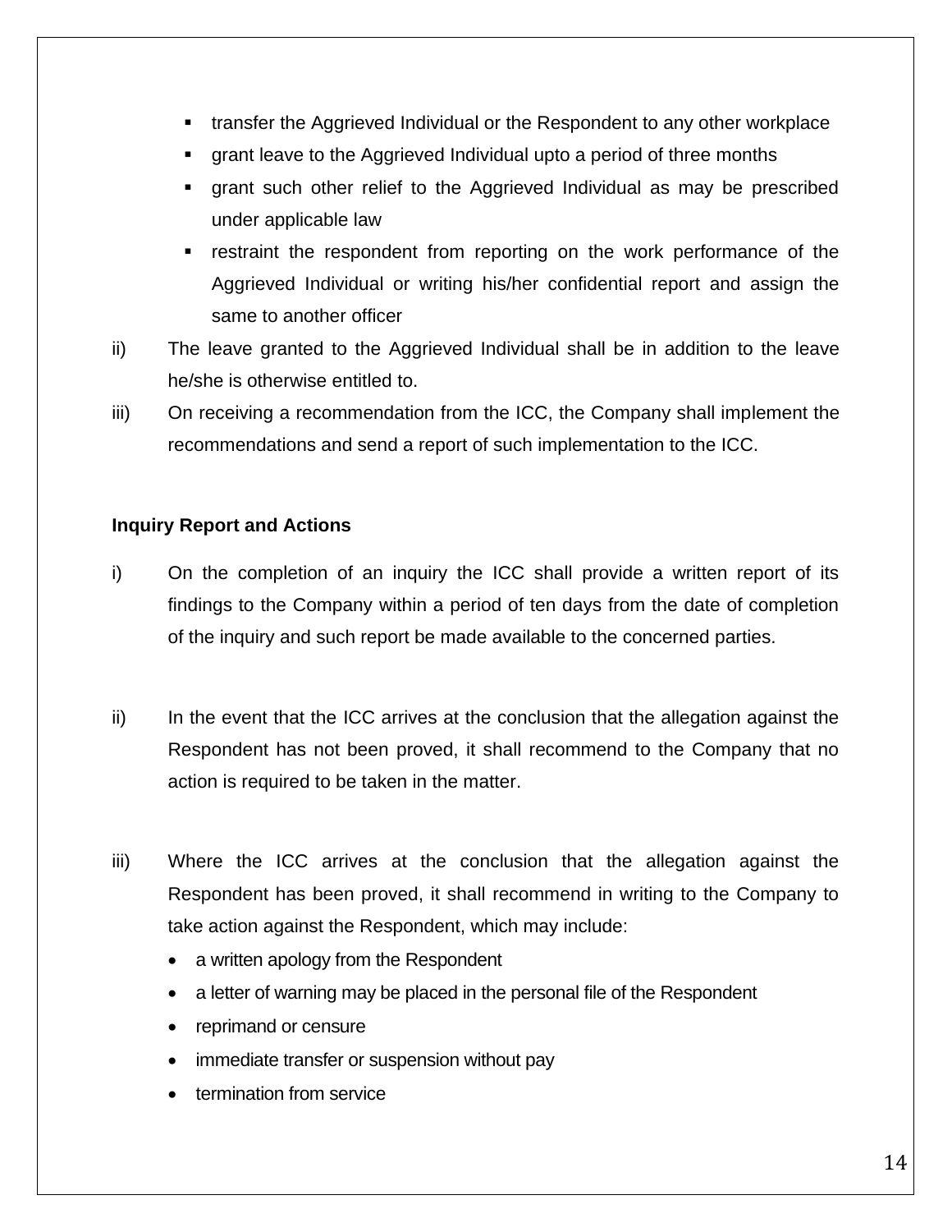- transfer the Aggrieved Individual or the Respondent to any other workplace
- grant leave to the Aggrieved Individual upto a period of three months
- grant such other relief to the Aggrieved Individual as may be prescribed under applicable law
- restraint the respondent from reporting on the work performance of the Aggrieved Individual or writing his/her confidential report and assign the same to another officer

ii) The leave granted to the Aggrieved Individual shall be in addition to the leave he/she is otherwise entitled to.

iii) On receiving a recommendation from the ICC, the Company shall implement the recommendations and send a report of such implementation to the ICC.

**Inquiry Report and Actions**

i) On the completion of an inquiry the ICC shall provide a written report of its findings to the Company within a period of ten days from the date of completion of the inquiry and such report be made available to the concerned parties.

ii) In the event that the ICC arrives at the conclusion that the allegation against the Respondent has not been proved, it shall recommend to the Company that no action is required to be taken in the matter.

iii) Where the ICC arrives at the conclusion that the allegation against the Respondent has been proved, it shall recommend in writing to the Company to take action against the Respondent, which may include:

- a written apology from the Respondent
- a letter of warning may be placed in the personal file of the Respondent
- reprimand or censure
- immediate transfer or suspension without pay
- termination from service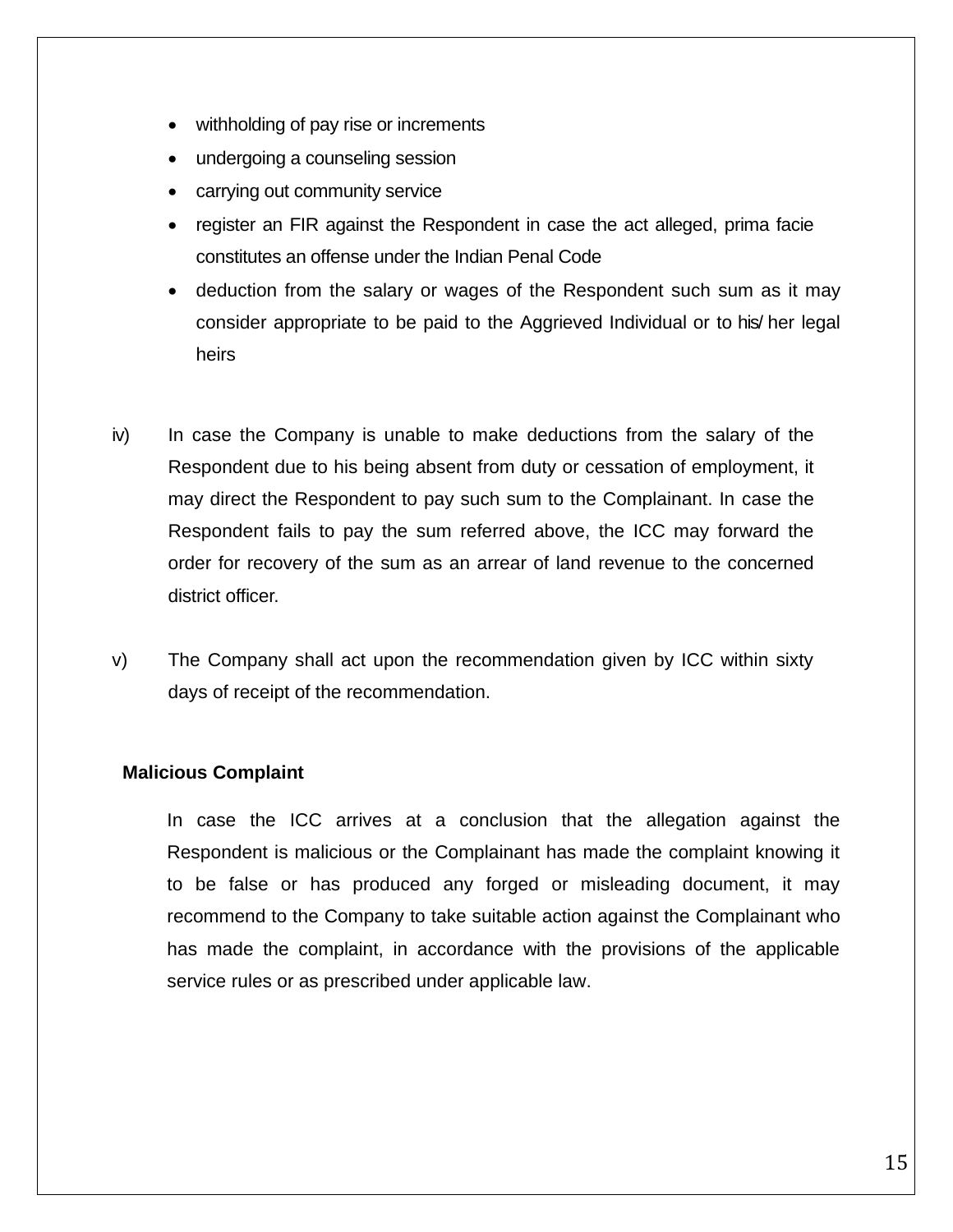- withholding of pay rise or increments
- undergoing a counseling session
- carrying out community service
- register an FIR against the Respondent in case the act alleged, prima facie constitutes an offense under the Indian Penal Code
- deduction from the salary or wages of the Respondent such sum as it may consider appropriate to be paid to the Aggrieved Individual or to his/ her legal heirs

iv) In case the Company is unable to make deductions from the salary of the Respondent due to his being absent from duty or cessation of employment, it may direct the Respondent to pay such sum to the Complainant. In case the Respondent fails to pay the sum referred above, the ICC may forward the order for recovery of the sum as an arrear of land revenue to the concerned district officer.

v) The Company shall act upon the recommendation given by ICC within sixty days of receipt of the recommendation.

**Malicious Complaint**

In case the ICC arrives at a conclusion that the allegation against the Respondent is malicious or the Complainant has made the complaint knowing it to be false or has produced any forged or misleading document, it may recommend to the Company to take suitable action against the Complainant who has made the complaint, in accordance with the provisions of the applicable service rules or as prescribed under applicable law.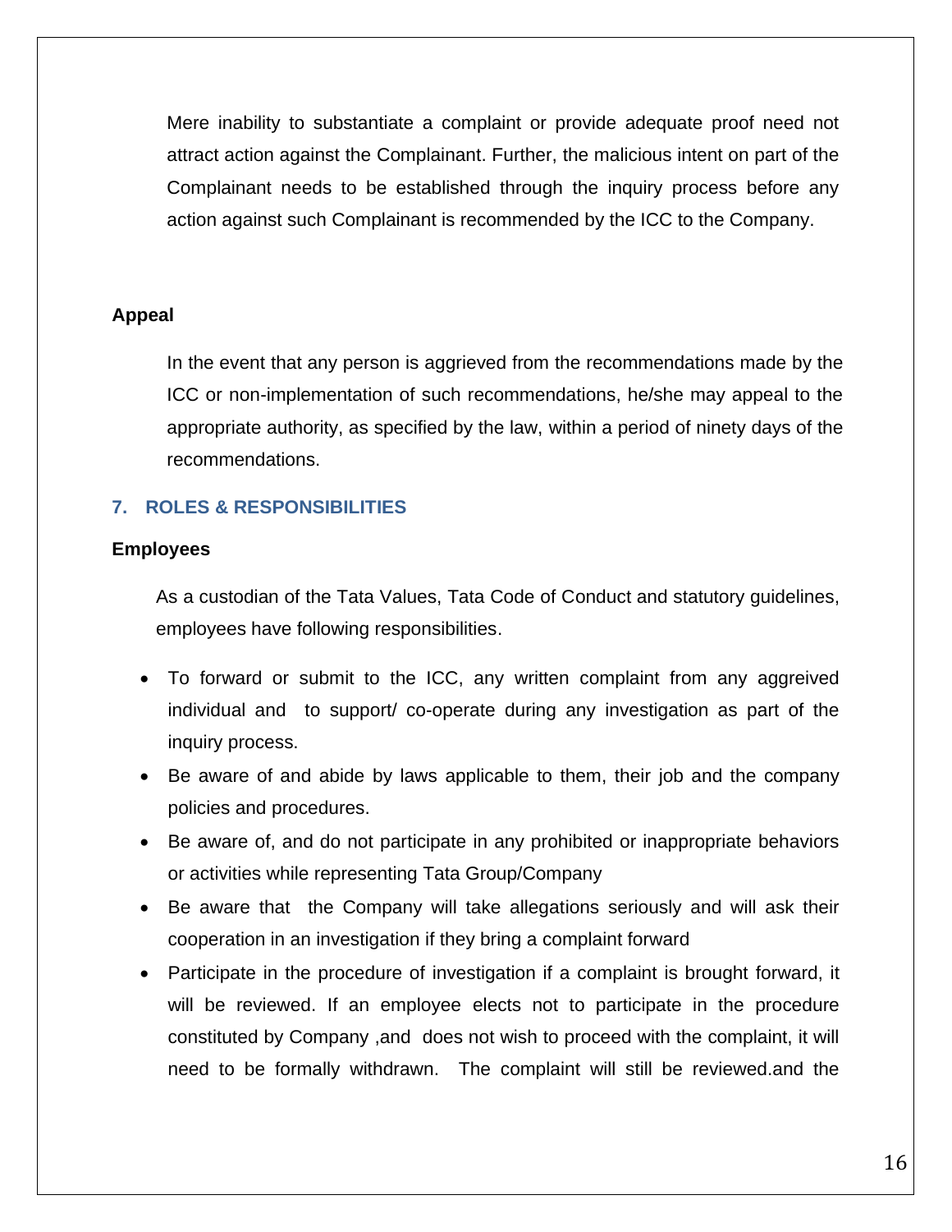Mere inability to substantiate a complaint or provide adequate proof need not attract action against the Complainant. Further, the malicious intent on part of the Complainant needs to be established through the inquiry process before any action against such Complainant is recommended by the ICC to the Company.

**Appeal**

In the event that any person is aggrieved from the recommendations made by the ICC or non-implementation of such recommendations, he/she may appeal to the appropriate authority, as specified by the law, within a period of ninety days of the recommendations.

## 7. ROLES & RESPONSIBILITIES

**Employees**

As a custodian of the Tata Values, Tata Code of Conduct and statutory guidelines, employees have following responsibilities.

- To forward or submit to the ICC, any written complaint from any aggrieved individual and to support/ co-operate during any investigation as part of the inquiry process.
- Be aware of and abide by laws applicable to them, their job and the company policies and procedures.
- Be aware of, and do not participate in any prohibited or inappropriate behaviors or activities while representing Tata Group/Company
- Be aware that the Company will take allegations seriously and will ask their cooperation in an investigation if they bring a complaint forward
- Participate in the procedure of investigation if a complaint is brought forward, it will be reviewed. If an employee elects not to participate in the procedure constituted by Company ,and does not wish to proceed with the complaint, it will need to be formally withdrawn. The complaint will still be reviewed.and the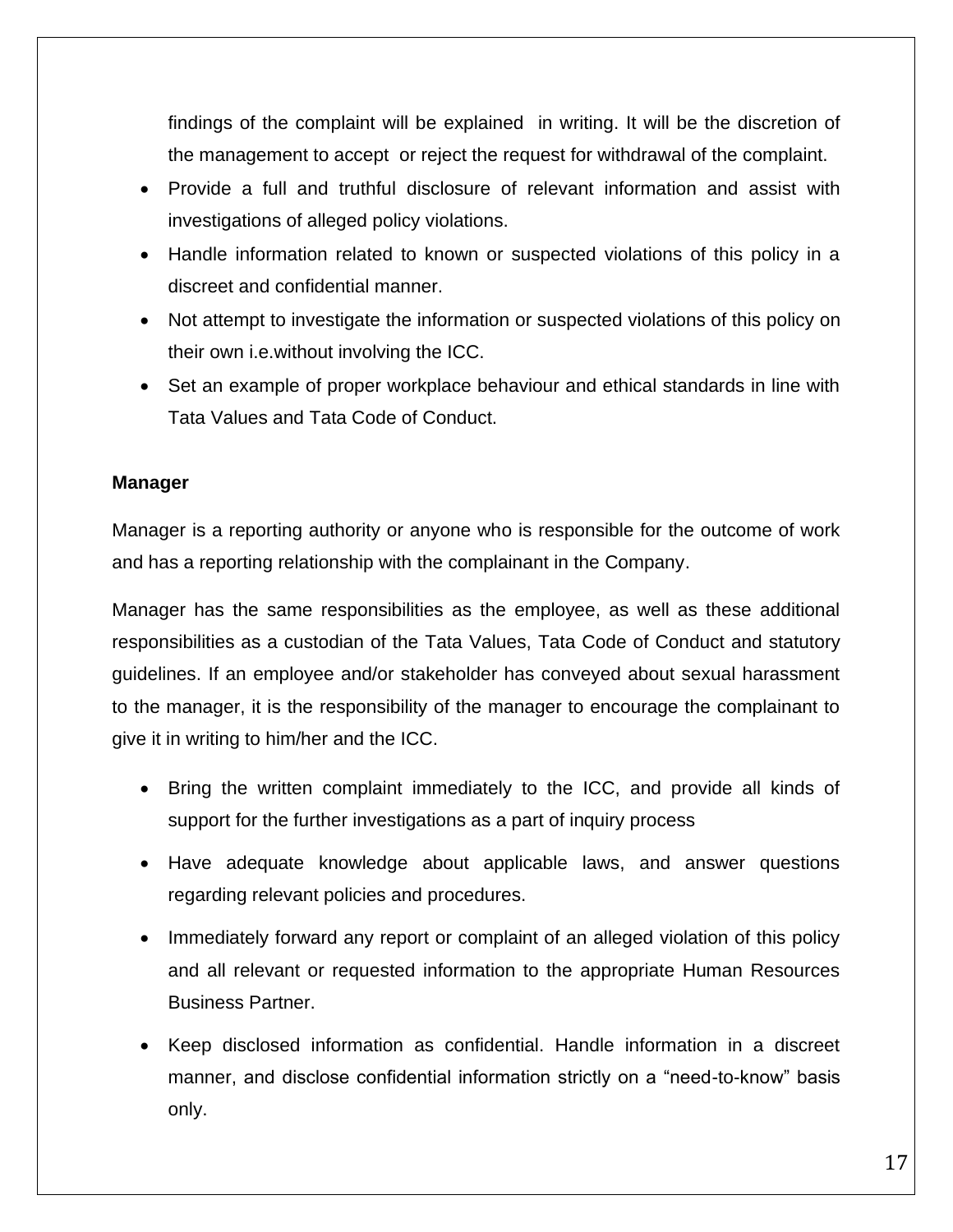findings of the complaint will be explained in writing. It will be the discretion of the management to accept or reject the request for withdrawal of the complaint.

- Provide a full and truthful disclosure of relevant information and assist with investigations of alleged policy violations.
- Handle information related to known or suspected violations of this policy in a discreet and confidential manner.
- Not attempt to investigate the information or suspected violations of this policy on their own i.e.without involving the ICC.
- Set an example of proper workplace behaviour and ethical standards in line with Tata Values and Tata Code of Conduct.

**Manager**

Manager is a reporting authority or anyone who is responsible for the outcome of work and has a reporting relationship with the complainant in the Company.

Manager has the same responsibilities as the employee, as well as these additional responsibilities as a custodian of the Tata Values, Tata Code of Conduct and statutory guidelines. If an employee and/or stakeholder has conveyed about sexual harassment to the manager, it is the responsibility of the manager to encourage the complainant to give it in writing to him/her and the ICC.

- Bring the written complaint immediately to the ICC, and provide all kinds of support for the further investigations as a part of inquiry process
- Have adequate knowledge about applicable laws, and answer questions regarding relevant policies and procedures.
- Immediately forward any report or complaint of an alleged violation of this policy and all relevant or requested information to the appropriate Human Resources Business Partner.
- Keep disclosed information as confidential. Handle information in a discreet manner, and disclose confidential information strictly on a "need-to-know" basis only.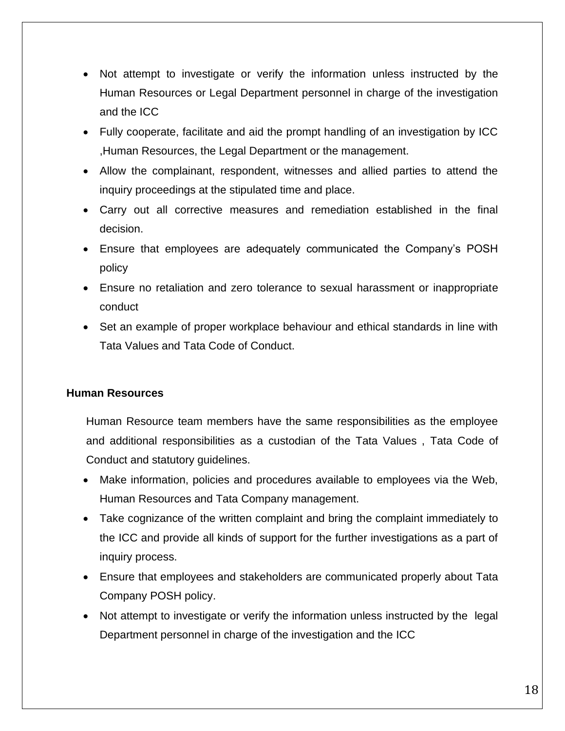- Not attempt to investigate or verify the information unless instructed by the Human Resources or Legal Department personnel in charge of the investigation and the ICC
- Fully cooperate, facilitate and aid the prompt handling of an investigation by ICC ,Human Resources, the Legal Department or the management.
- Allow the complainant, respondent, witnesses and allied parties to attend the inquiry proceedings at the stipulated time and place.
- Carry out all corrective measures and remediation established in the final decision.
- Ensure that employees are adequately communicated the Company's POSH policy
- Ensure no retaliation and zero tolerance to sexual harassment or inappropriate conduct
- Set an example of proper workplace behaviour and ethical standards in line with Tata Values and Tata Code of Conduct.

**Human Resources**

Human Resource team members have the same responsibilities as the employee and additional responsibilities as a custodian of the Tata Values , Tata Code of Conduct and statutory guidelines.

- Make information, policies and procedures available to employees via the Web, Human Resources and Tata Company management.
- Take cognizance of the written complaint and bring the complaint immediately to the ICC and provide all kinds of support for the further investigations as a part of inquiry process.
- Ensure that employees and stakeholders are communicated properly about Tata Company POSH policy.
- Not attempt to investigate or verify the information unless instructed by the legal Department personnel in charge of the investigation and the ICC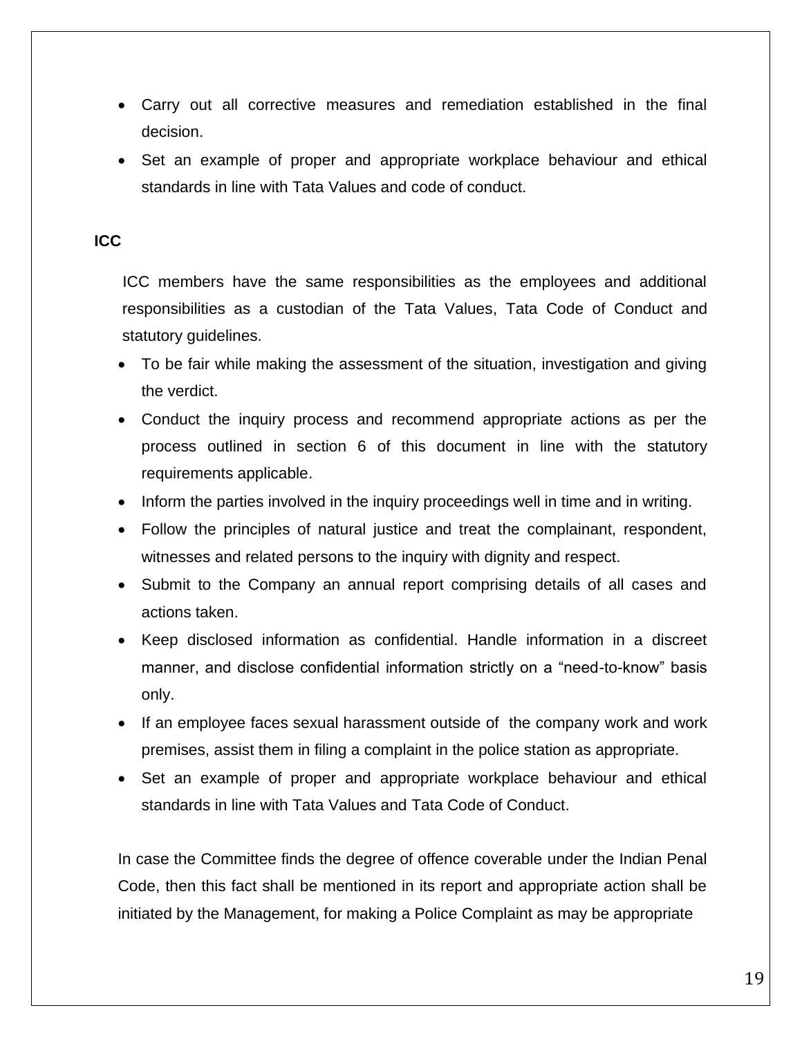- Carry out all corrective measures and remediation established in the final decision.
- Set an example of proper and appropriate workplace behaviour and ethical standards in line with Tata Values and code of conduct.

**ICC**

ICC members have the same responsibilities as the employees and additional responsibilities as a custodian of the Tata Values, Tata Code of Conduct and statutory guidelines.

- To be fair while making the assessment of the situation, investigation and giving the verdict.
- Conduct the inquiry process and recommend appropriate actions as per the process outlined in section 6 of this document in line with the statutory requirements applicable.
- Inform the parties involved in the inquiry proceedings well in time and in writing.
- Follow the principles of natural justice and treat the complainant, respondent, witnesses and related persons to the inquiry with dignity and respect.
- Submit to the Company an annual report comprising details of all cases and actions taken.
- Keep disclosed information as confidential. Handle information in a discreet manner, and disclose confidential information strictly on a "need-to-know" basis only.
- If an employee faces sexual harassment outside of the company work and work premises, assist them in filing a complaint in the police station as appropriate.
- Set an example of proper and appropriate workplace behaviour and ethical standards in line with Tata Values and Tata Code of Conduct.

In case the Committee finds the degree of offence coverable under the Indian Penal Code, then this fact shall be mentioned in its report and appropriate action shall be initiated by the Management, for making a Police Complaint as may be appropriate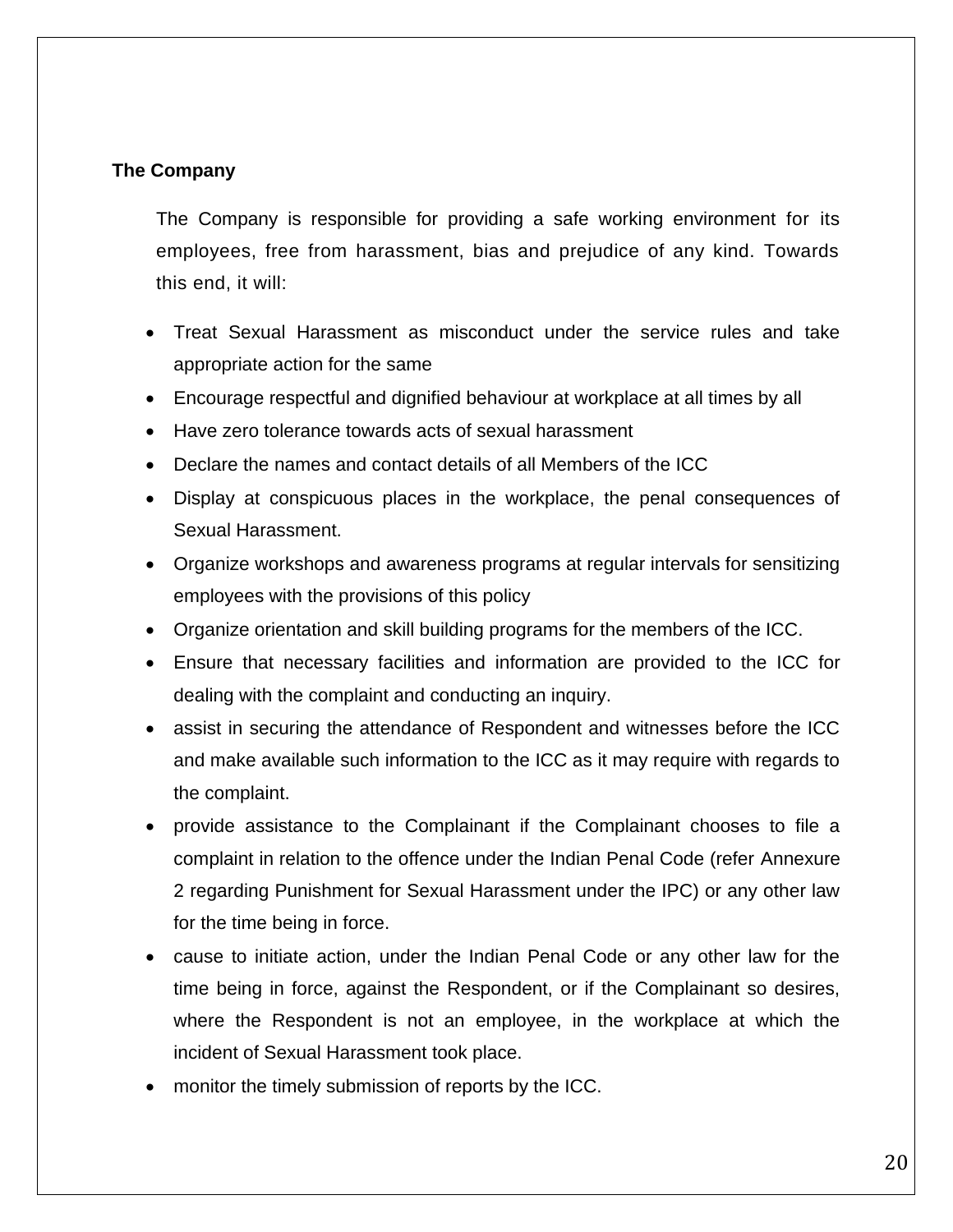**The Company**

The Company is responsible for providing a safe working environment for its employees, free from harassment, bias and prejudice of any kind. Towards this end, it will:

- Treat Sexual Harassment as misconduct under the service rules and take appropriate action for the same
- Encourage respectful and dignified behaviour at workplace at all times by all
- Have zero tolerance towards acts of sexual harassment
- Declare the names and contact details of all Members of the ICC
- Display at conspicuous places in the workplace, the penal consequences of Sexual Harassment.
- Organize workshops and awareness programs at regular intervals for sensitizing employees with the provisions of this policy
- Organize orientation and skill building programs for the members of the ICC.
- Ensure that necessary facilities and information are provided to the ICC for dealing with the complaint and conducting an inquiry.
- assist in securing the attendance of Respondent and witnesses before the ICC and make available such information to the ICC as it may require with regards to the complaint.
- provide assistance to the Complainant if the Complainant chooses to file a complaint in relation to the offence under the Indian Penal Code (refer Annexure 2 regarding Punishment for Sexual Harassment under the IPC) or any other law for the time being in force.
- cause to initiate action, under the Indian Penal Code or any other law for the time being in force, against the Respondent, or if the Complainant so desires, where the Respondent is not an employee, in the workplace at which the incident of Sexual Harassment took place.
- monitor the timely submission of reports by the ICC.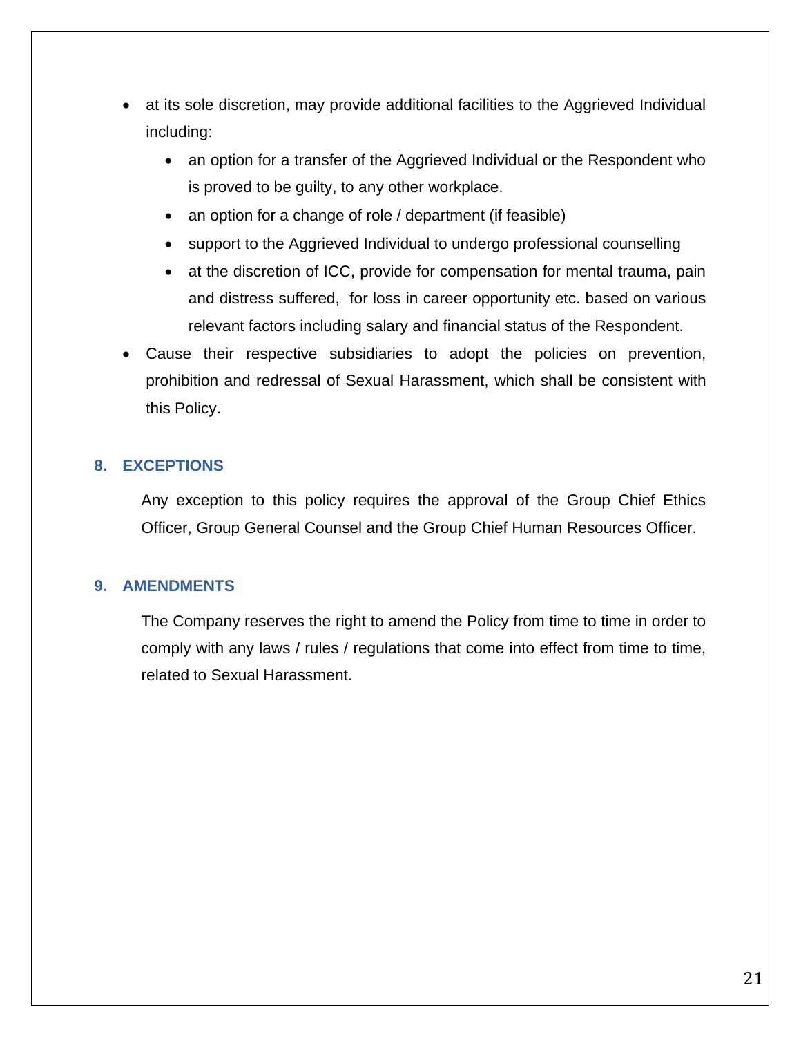- at its sole discretion, may provide additional facilities to the Aggrieved Individual including:
    - an option for a transfer of the Aggrieved Individual or the Respondent who is proved to be guilty, to any other workplace.
    - an option for a change of role / department (if feasible)
    - support to the Aggrieved Individual to undergo professional counselling
    - at the discretion of ICC, provide for compensation for mental trauma, pain and distress suffered, for loss in career opportunity etc. based on various relevant factors including salary and financial status of the Respondent.
- Cause their respective subsidiaries to adopt the policies on prevention, prohibition and redressal of Sexual Harassment, which shall be consistent with this Policy.

## 8. EXCEPTIONS

Any exception to this policy requires the approval of the Group Chief Ethics Officer, Group General Counsel and the Group Chief Human Resources Officer.

## 9. AMENDMENTS

The Company reserves the right to amend the Policy from time to time in order to comply with any laws / rules / regulations that come into effect from time to time, related to Sexual Harassment.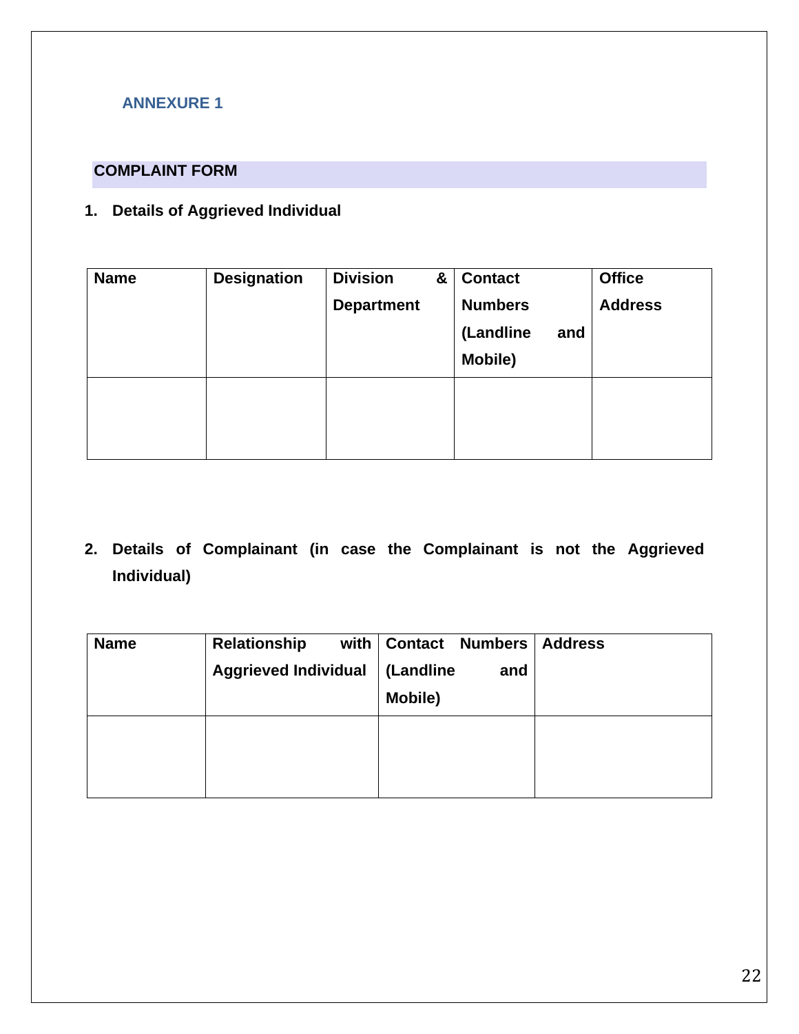## ANNEXURE 1

### COMPLAINT FORM

**1. Details of Aggrieved Individual**

| Name | Designation | Division & Department | Contact Numbers (Landline and Mobile) | Office Address |
|---|---|---|---|---|
| | | | | |

**2. Details of Complainant (in case the Complainant is not the Aggrieved Individual)**

| Name | Relationship with Aggrieved Individual | Contact Numbers (Landline and Mobile) | Address |
|---|---|---|---|
| | | | |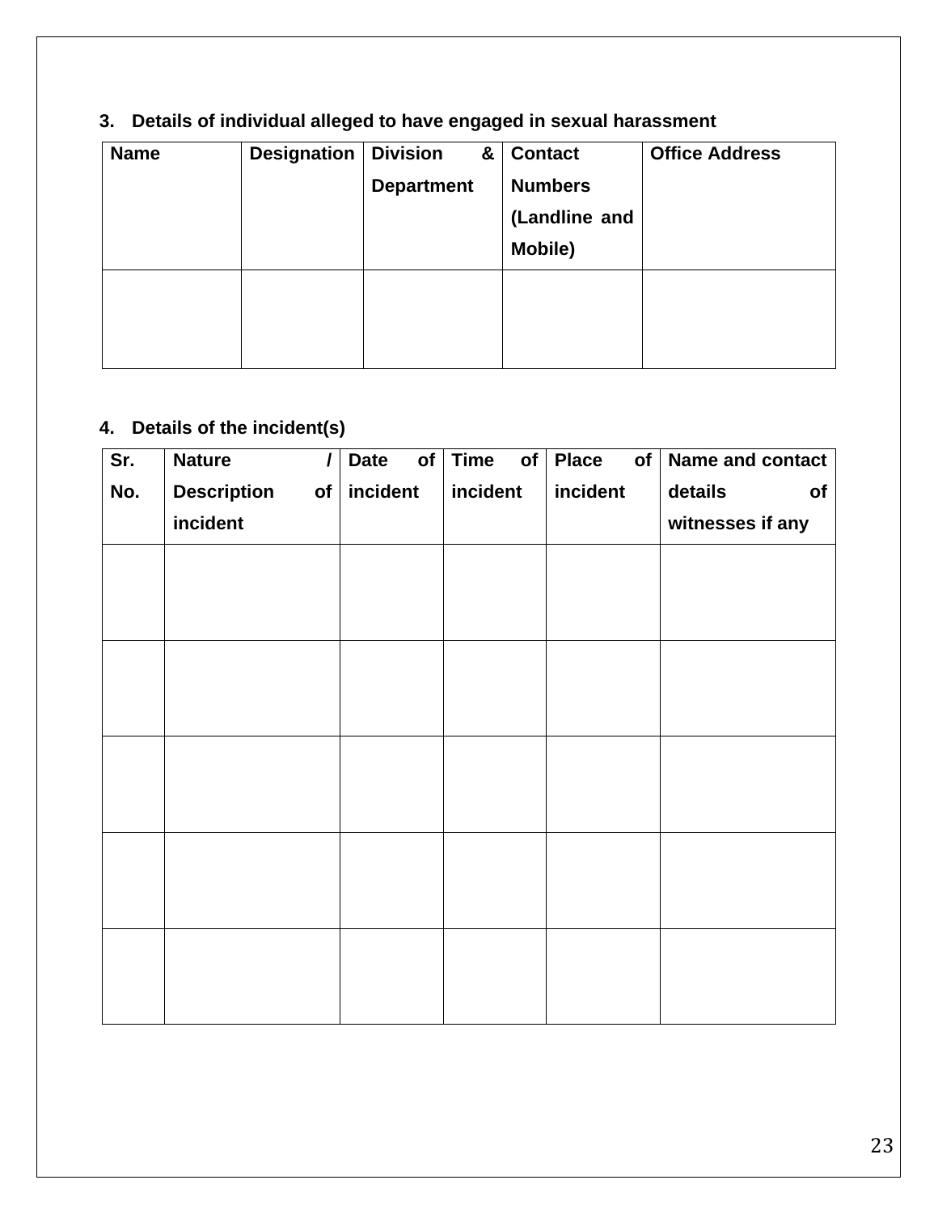3. **Details of individual alleged to have engaged in sexual harassment**

| Name | Designation | Division & Department | Contact Numbers (Landline and Mobile) | Office Address |
|---|---|---|---|---|
| | | | | |

4. **Details of the incident(s)**

| Sr. No. | Nature / Description of incident | Date of incident | Time of incident | Place of incident | Name and contact details of witnesses if any |
|---|---|---|---|---|---|
| | | | | | |
| | | | | | |
| | | | | | |
| | | | | | |
| | | | | | |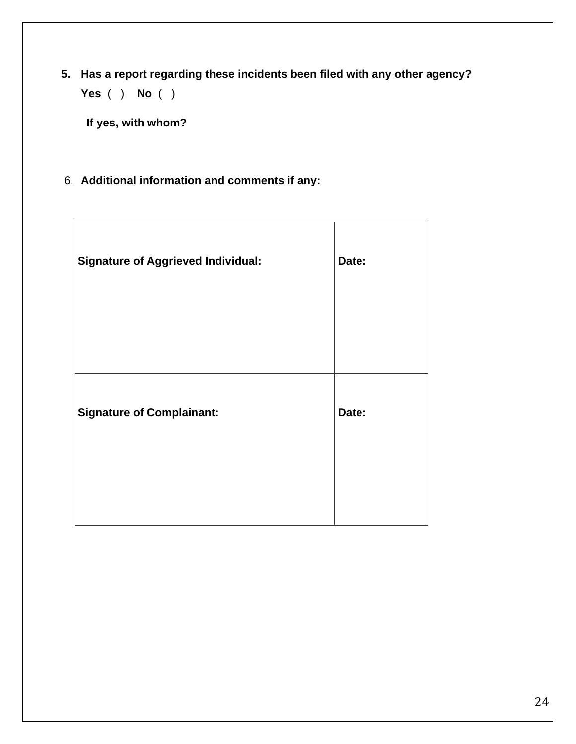5. **Has a report regarding these incidents been filed with any other agency?**
   **Yes** ( ) **No** ( )

   **If yes, with whom?**

6. **Additional information and comments if any:**

| **Signature of Aggrieved Individual:** | **Date:** |
|---|---|
| **Signature of Complainant:** | **Date:** |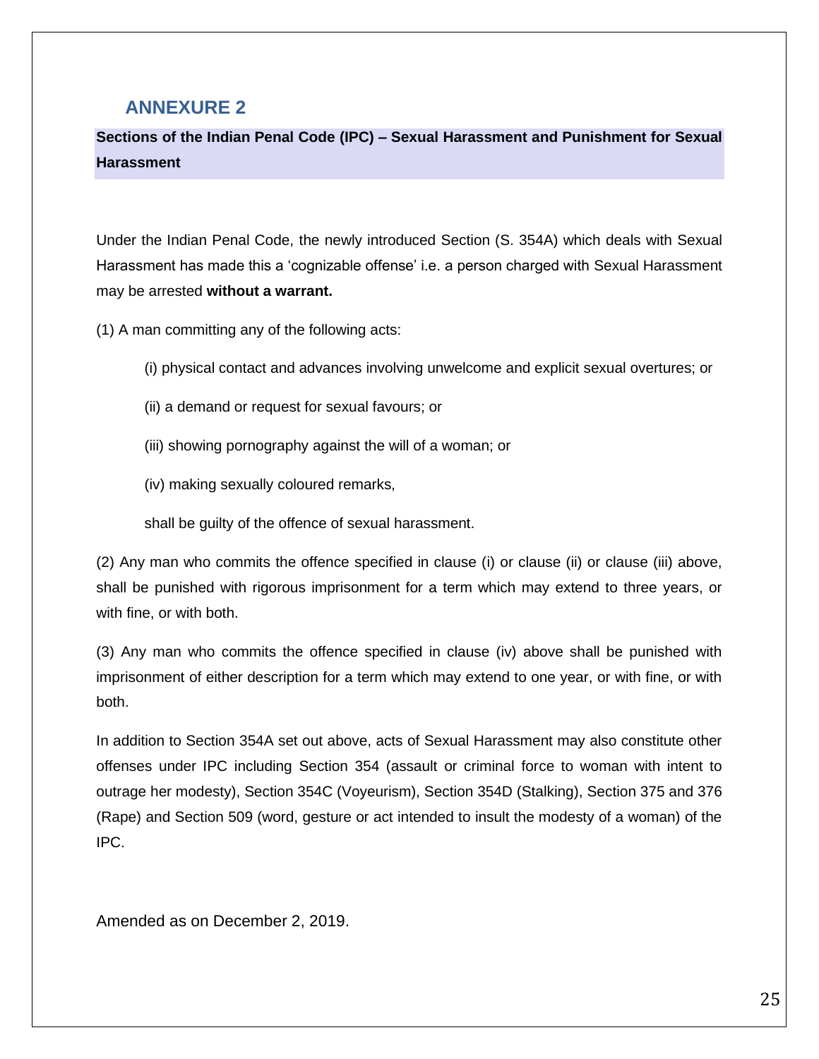## ANNEXURE 2

**Sections of the Indian Penal Code (IPC) – Sexual Harassment and Punishment for Sexual Harassment**

Under the Indian Penal Code, the newly introduced Section (S. 354A) which deals with Sexual Harassment has made this a 'cognizable offense' i.e. a person charged with Sexual Harassment may be arrested **without a warrant.**

(1) A man committing any of the following acts:

(i) physical contact and advances involving unwelcome and explicit sexual overtures; or

(ii) a demand or request for sexual favours; or

(iii) showing pornography against the will of a woman; or

(iv) making sexually coloured remarks,

shall be guilty of the offence of sexual harassment.

(2) Any man who commits the offence specified in clause (i) or clause (ii) or clause (iii) above, shall be punished with rigorous imprisonment for a term which may extend to three years, or with fine, or with both.

(3) Any man who commits the offence specified in clause (iv) above shall be punished with imprisonment of either description for a term which may extend to one year, or with fine, or with both.

In addition to Section 354A set out above, acts of Sexual Harassment may also constitute other offenses under IPC including Section 354 (assault or criminal force to woman with intent to outrage her modesty), Section 354C (Voyeurism), Section 354D (Stalking), Section 375 and 376 (Rape) and Section 509 (word, gesture or act intended to insult the modesty of a woman) of the IPC.

Amended as on December 2, 2019.